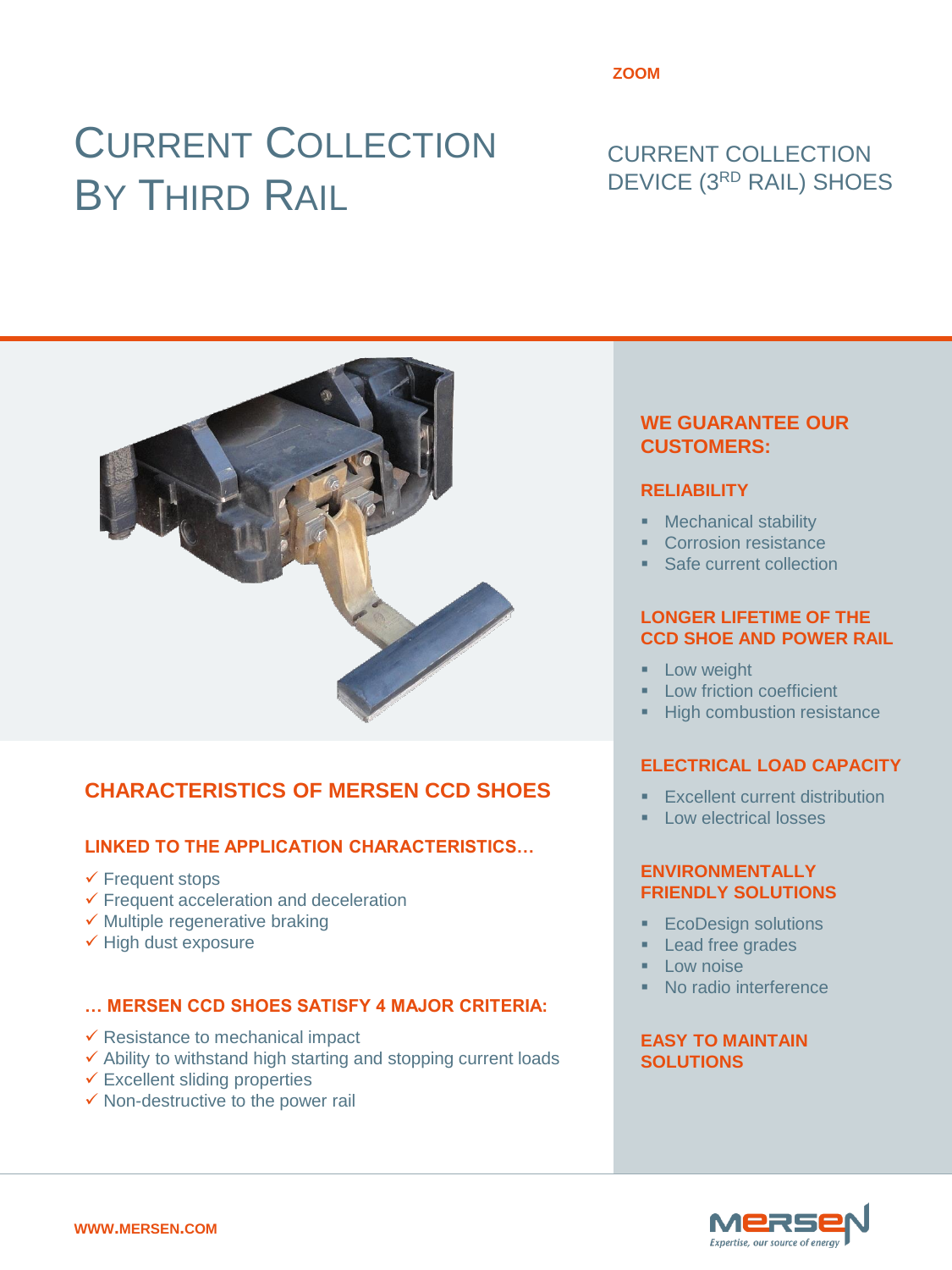ZOOM

# Current Collection By Third Rail

## CURRENT COLLECTION DEVICE (3RD RAIL) SHOES

## CHARACTERISTICS OF MERSEN CCD SHOES

### LINKED TO THE APPLICATION CHARACTERISTICS…

- ✓ Frequent stops
- ✓ Frequent acceleration and deceleration
- ✓ Multiple regenerative braking
- ✓ High dust exposure

### … MERSEN CCD SHOES SATISFY 4 MAJOR CRITERIA:

- ✓ Resistance to mechanical impact
- ✓ Ability to withstand high starting and stopping current loads
- ✓ Excellent sliding properties
- ✓ Non-destructive to the power rail

## WE GUARANTEE OUR CUSTOMERS:

### RELIABILITY

- Mechanical stability
- Corrosion resistance
- Safe current collection

### LONGER LIFETIME OF THE CCD SHOE AND POWER RAIL

- Low weight
- Low friction coefficient
- High combustion resistance

### ELECTRICAL LOAD CAPACITY

- Excellent current distribution
- Low electrical losses

### ENVIRONMENTALLY FRIENDLY SOLUTIONS

- EcoDesign solutions
- Lead free grades
- Low noise
- No radio interference

### EASY TO MAINTAIN SOLUTIONS

WWW.MERSEN.COM

MERSEN
*Expertise, our source of energy*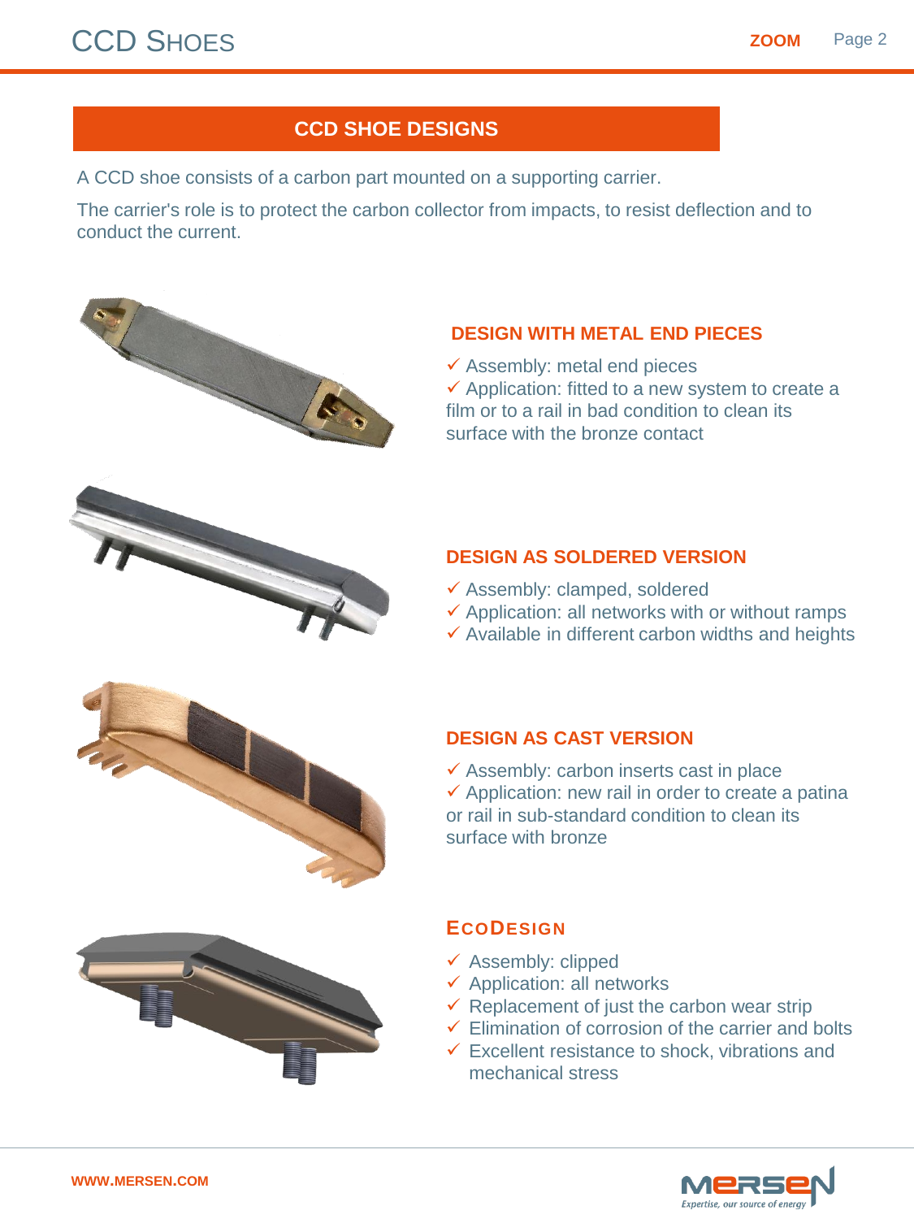## CCD SHOE DESIGNS

A CCD shoe consists of a carbon part mounted on a supporting carrier.

The carrier's role is to protect the carbon collector from impacts, to resist deflection and to conduct the current.

### DESIGN WITH METAL END PIECES

- ✓ Assembly: metal end pieces
- ✓ Application: fitted to a new system to create a film or to a rail in bad condition to clean its surface with the bronze contact

### DESIGN AS SOLDERED VERSION

- ✓ Assembly: clamped, soldered
- ✓ Application: all networks with or without ramps
- ✓ Available in different carbon widths and heights

### DESIGN AS CAST VERSION

- ✓ Assembly: carbon inserts cast in place
- ✓ Application: new rail in order to create a patina or rail in sub-standard condition to clean its surface with bronze

### ECODESIGN

- ✓ Assembly: clipped
- ✓ Application: all networks
- ✓ Replacement of just the carbon wear strip
- ✓ Elimination of corrosion of the carrier and bolts
- ✓ Excellent resistance to shock, vibrations and mechanical stress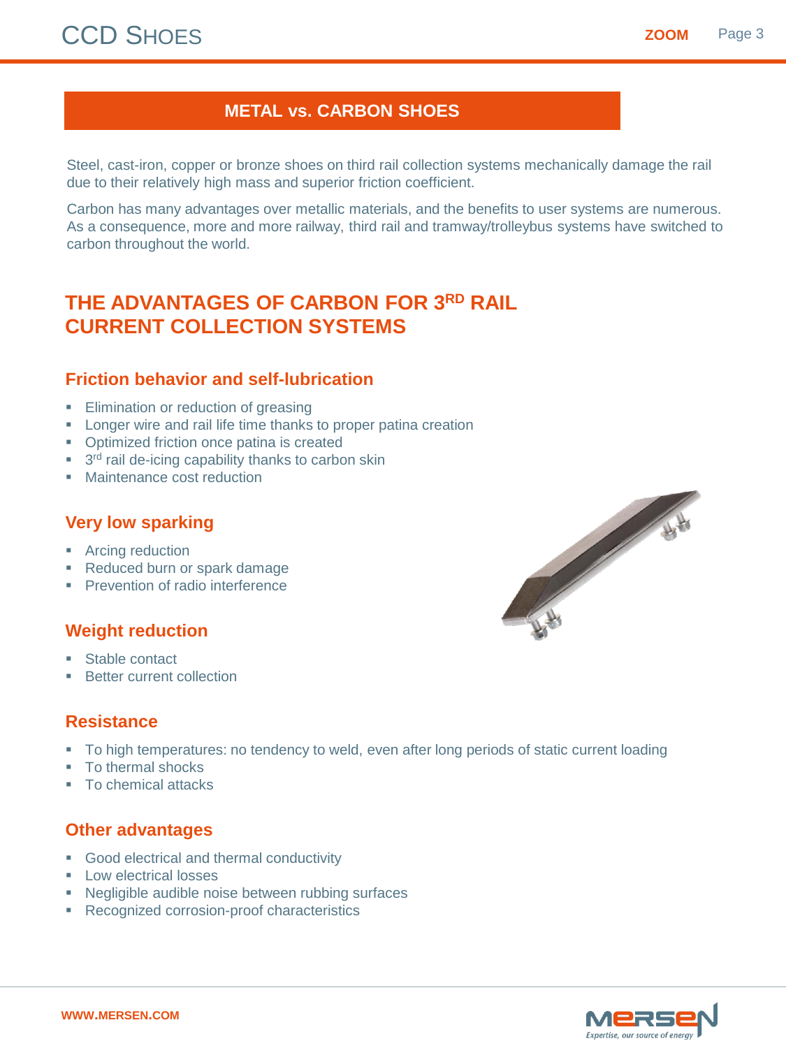## METAL vs. CARBON SHOES

Steel, cast-iron, copper or bronze shoes on third rail collection systems mechanically damage the rail due to their relatively high mass and superior friction coefficient.

Carbon has many advantages over metallic materials, and the benefits to user systems are numerous. As a consequence, more and more railway, third rail and tramway/trolleybus systems have switched to carbon throughout the world.

# THE ADVANTAGES OF CARBON FOR 3RD RAIL CURRENT COLLECTION SYSTEMS

### Friction behavior and self-lubrication

- Elimination or reduction of greasing
- Longer wire and rail life time thanks to proper patina creation
- Optimized friction once patina is created
- 3rd rail de-icing capability thanks to carbon skin
- Maintenance cost reduction

### Very low sparking

- Arcing reduction
- Reduced burn or spark damage
- Prevention of radio interference

### Weight reduction

- Stable contact
- Better current collection

### Resistance

- To high temperatures: no tendency to weld, even after long periods of static current loading
- To thermal shocks
- To chemical attacks

### Other advantages

- Good electrical and thermal conductivity
- Low electrical losses
- Negligible audible noise between rubbing surfaces
- Recognized corrosion-proof characteristics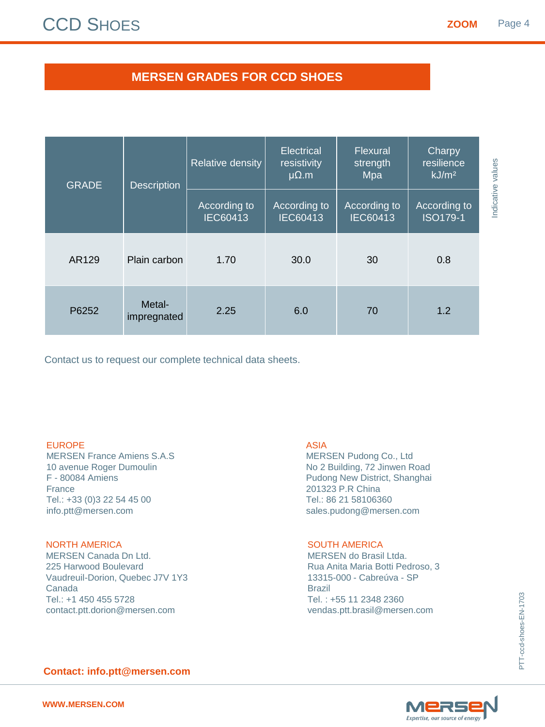## MERSEN GRADES FOR CCD SHOES

| GRADE | Description | Relative density | Electrical resistivity µΩ.m | Flexural strength Mpa | Charpy resilience kJ/m² |
|---|---|---|---|---|---|
| | | According to IEC60413 | According to IEC60413 | According to IEC60413 | According to ISO179-1 |
| AR129 | Plain carbon | 1.70 | 30.0 | 30 | 0.8 |
| P6252 | Metal-impregnated | 2.25 | 6.0 | 70 | 1.2 |

Indicative values

Contact us to request our complete technical data sheets.

EUROPE
MERSEN France Amiens S.A.S
10 avenue Roger Dumoulin
F - 80084 Amiens
France
Tel.: +33 (0)3 22 54 45 00
info.ptt@mersen.com

ASIA
MERSEN Pudong Co., Ltd
No 2 Building, 72 Jinwen Road
Pudong New District, Shanghai
201323 P.R China
Tel.: 86 21 58106360
sales.pudong@mersen.com

NORTH AMERICA
MERSEN Canada Dn Ltd.
225 Harwood Boulevard
Vaudreuil-Dorion, Quebec J7V 1Y3
Canada
Tel.: +1 450 455 5728
contact.ptt.dorion@mersen.com

SOUTH AMERICA
MERSEN do Brasil Ltda.
Rua Anita Maria Botti Pedroso, 3
13315-000 - Cabreúva - SP
Brazil
Tel. : +55 11 2348 2360
vendas.ptt.brasil@mersen.com

**Contact: info.ptt@mersen.com**

PTT-ccd-shoes-EN-1703

**WWW.MERSEN.COM**

MERSEN *Expertise, our source of energy*